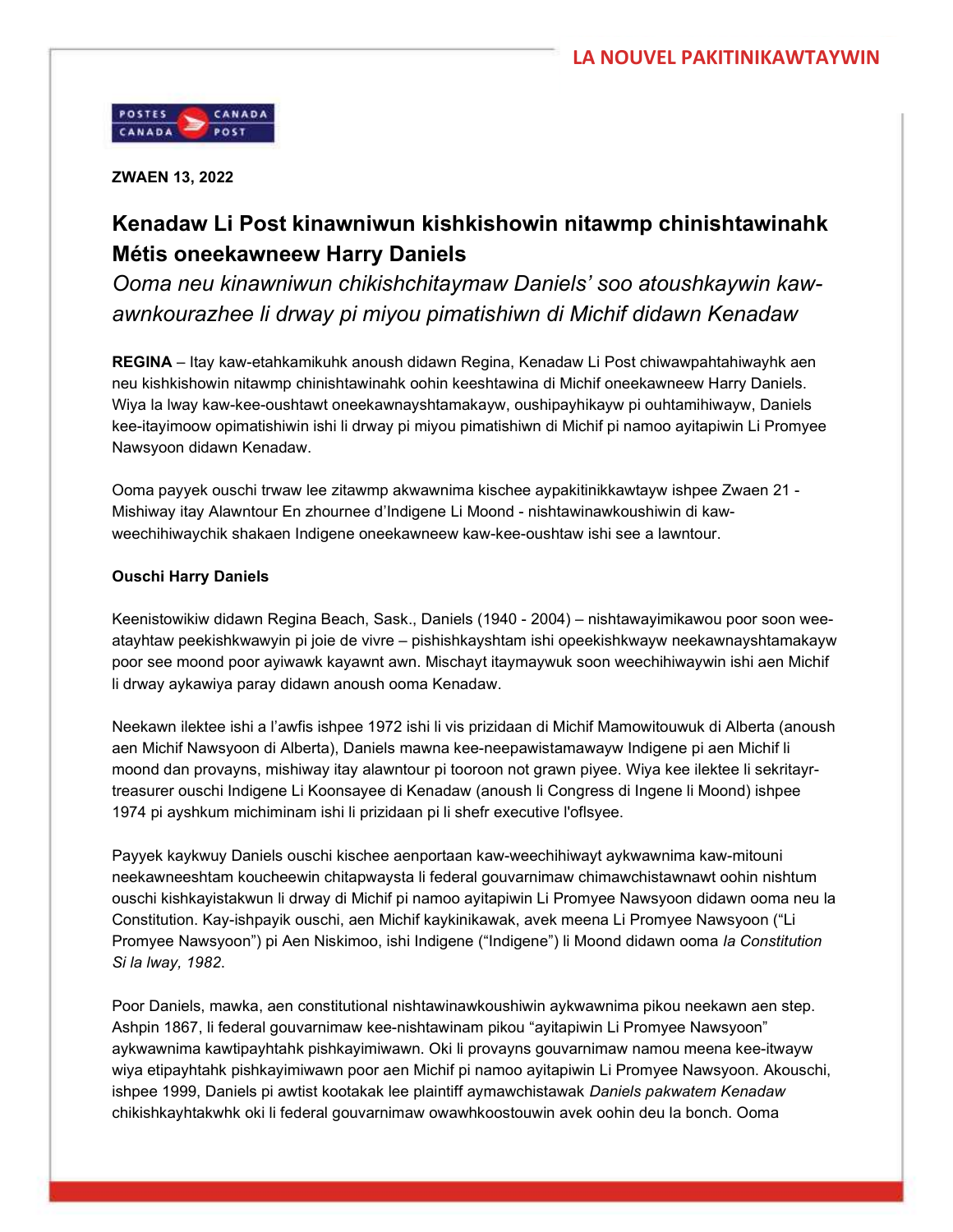LA NOUVEL PAKITINIKAWTAYWIN

POSTES CANADA POST

**ZWAEN 13, 2022**

## Kenadaw Li Post kinawniwun kishkishowin nitawmp chinishtawinahk Métis oneekawneew Harry Daniels

*Ooma neu kinawniwun chikishchitaymaw Daniels' soo atoushkaywin kaw-awnkourazhee li drway pi miyou pimatishiwn di Michif didawn Kenadaw*

**REGINA** – Itay kaw-etahkamikuhk anoush didawn Regina, Kenadaw Li Post chiwawpahtahiwayhk aen neu kishkishowin nitawmp chinishtawinahk oohin keeshtawina di Michif oneekawneew Harry Daniels. Wiya la lway kaw-kee-oushtawt oneekawnayshtamakayw, oushipayhikayw pi ouhtamihiwayw, Daniels kee-itayimoow opimatishiwin ishi li drway pi miyou pimatishiwn di Michif pi namoo ayitapiwin Li Promyee Nawsyoon didawn Kenadaw.

Ooma payyek ouschi trwaw lee zitawmp akwawnima kischee aypakitinikkawtayw ishpee Zwaen 21 - Mishiway itay Alawntour En zhournee d'Indigene Li Moond - nishtawinawkoushiwin di kaw-weechihiwaychik shakaen Indigene oneekawneew kaw-kee-oushtaw ishi see a lawntour.

**Ouschi Harry Daniels**

Keenistowikiw didawn Regina Beach, Sask., Daniels (1940 - 2004) – nishtawayimikawou poor soon wee-atayhtaw peekishkwawyin pi joie de vivre – pishishkayshtam ishi opeekishkwayw neekawnayshtamakayw poor see moond poor ayiwawk kayawnt awn. Mischayt itaymaywuk soon weechihiwaywin ishi aen Michif li drway aykawiya paray didawn anoush ooma Kenadaw.

Neekawn ilektee ishi a l'awfis ishpee 1972 ishi li vis prizidaan di Michif Mamowitouwuk di Alberta (anoush aen Michif Nawsyoon di Alberta), Daniels mawna kee-neepawistamawayw Indigene pi aen Michif li moond dan provayns, mishiway itay alawntour pi tooroon not grawn piyee. Wiya kee ilektee li sekritayr-treasurer ouschi Indigene Li Koonsayee di Kenadaw (anoush li Congress di Ingene li Moond) ishpee 1974 pi ayshkum michiminam ishi li prizidaan pi li shefr executive l'oflsyee.

Payyek kaykwuy Daniels ouschi kischee aenportaan kaw-weechihiwayt aykwawnima kaw-mitouni neekawneeshtam koucheewin chitapwaysta li federal gouvarnimaw chimawchistawnawt oohin nishtum ouschi kishkayistakwun li drway di Michif pi namoo ayitapiwin Li Promyee Nawsyoon didawn ooma neu la Constitution. Kay-ishpayik ouschi, aen Michif kaykinikawak, avek meena Li Promyee Nawsyoon ("Li Promyee Nawsyoon") pi Aen Niskimoo, ishi Indigene ("Indigene") li Moond didawn ooma *la Constitution Si la lway, 1982*.

Poor Daniels, mawka, aen constitutional nishtawinawkoushiwin aykwawnima pikou neekawn aen step. Ashpin 1867, li federal gouvarnimaw kee-nishtawinam pikou "ayitapiwin Li Promyee Nawsyoon" aykwawnima kawtipayhtahk pishkayimiwawn. Oki li provayns gouvarnimaw namou meena kee-itwayw wiya etipayhtahk pishkayimiwawn poor aen Michif pi namoo ayitapiwin Li Promyee Nawsyoon. Akouschi, ishpee 1999, Daniels pi awtist kootakak lee plaintiff aymawchistawak *Daniels pakwatem Kenadaw* chikishkayhtakwhk oki li federal gouvarnimaw owawhkoostouwin avek oohin deu la bonch. Ooma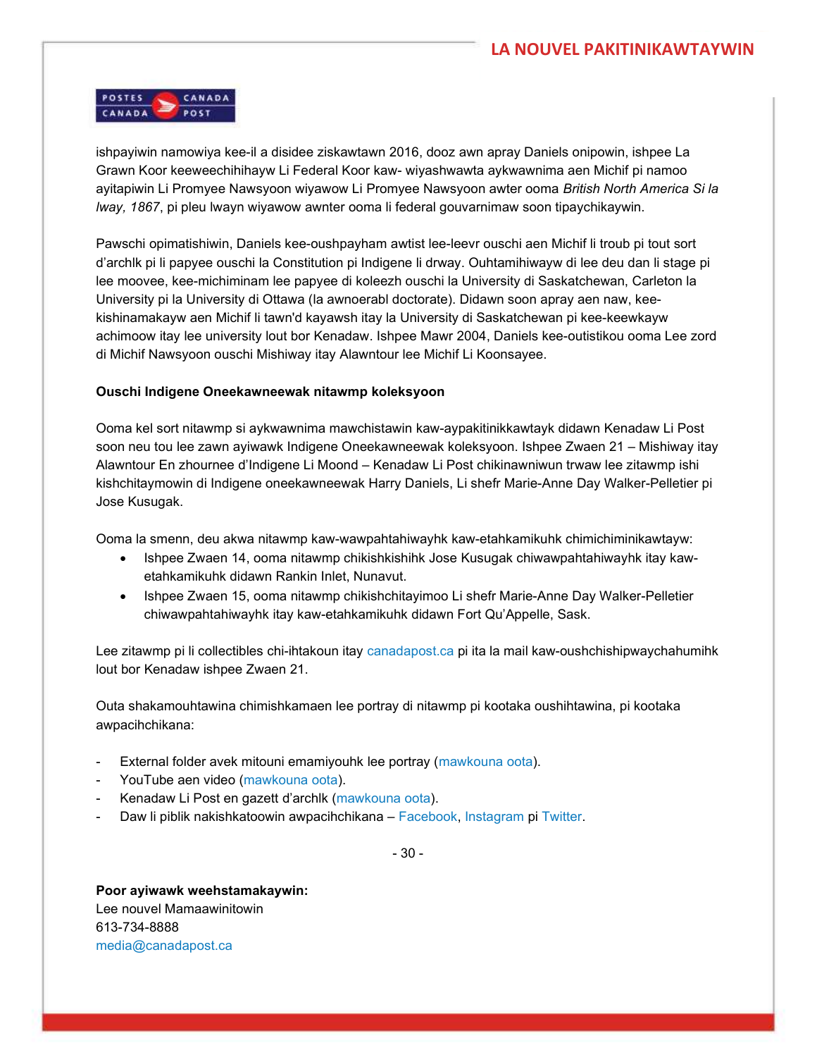ishpayiwin namowiya kee-il a disidee ziskawtawn 2016, dooz awn apray Daniels onipowin, ishpee La Grawn Koor keeweechihihayw Li Federal Koor kaw- wiyashwawta aykwawnima aen Michif pi namoo ayitapiwin Li Promyee Nawsyoon wiyawow Li Promyee Nawsyoon awter ooma *British North America Si la lway, 1867*, pi pleu lwayn wiyawow awnter ooma li federal gouvarnimaw soon tipaychikaywin.

Pawschi opimatishiwin, Daniels kee-oushpayham awtist lee-leevr ouschi aen Michif li troub pi tout sort d'archlk pi li papyee ouschi la Constitution pi Indigene li drway. Ouhtamihiwayw di lee deu dan li stage pi lee moovee, kee-michiminam lee papyee di koleezh ouschi la University di Saskatchewan, Carleton la University pi la University di Ottawa (la awnoerabl doctorate). Didawn soon apray aen naw, kee-kishinamakayw aen Michif li tawn'd kayawsh itay la University di Saskatchewan pi kee-keewkayw achimoow itay lee university lout bor Kenadaw. Ishpee Mawr 2004, Daniels kee-outistikou ooma Lee zord di Michif Nawsyoon ouschi Mishiway itay Alawntour lee Michif Li Koonsayee.

**Ouschi Indigene Oneekawneewak nitawmp koleksyoon**

Ooma kel sort nitawmp si aykwawnima mawchistawin kaw-aypakitinikkawtayk didawn Kenadaw Li Post soon neu tou lee zawn ayiwawk Indigene Oneekawneewak koleksyoon. Ishpee Zwaen 21 – Mishiway itay Alawntour En zhournee d'Indigene Li Moond – Kenadaw Li Post chikinawniwun trwaw lee zitawmp ishi kishchitaymowin di Indigene oneekawneewak Harry Daniels, Li shefr Marie-Anne Day Walker-Pelletier pi Jose Kusugak.

Ooma la smenn, deu akwa nitawmp kaw-wawpahtahiwayhk kaw-etahkamikuhk chimichiminikawtayw:

- Ishpee Zwaen 14, ooma nitawmp chikishkishihk Jose Kusugak chiwawpahtahiwayhk itay kaw-etahkamikuhk didawn Rankin Inlet, Nunavut.
- Ishpee Zwaen 15, ooma nitawmp chikishchitayimoo Li shefr Marie-Anne Day Walker-Pelletier chiwawpahtahiwayhk itay kaw-etahkamikuhk didawn Fort Qu'Appelle, Sask.

Lee zitawmp pi li collectibles chi-ihtakoun itay canadapost.ca pi ita la mail kaw-oushchishipwaychahumihk lout bor Kenadaw ishpee Zwaen 21.

Outa shakamouhtawina chimishkamaen lee portray di nitawmp pi kootaka oushihtawina, pi kootaka awpacihchikana:

- External folder avek mitouni emamiyouhk lee portray (mawkouna oota).
- YouTube aen video (mawkouna oota).
- Kenadaw Li Post en gazett d'archlk (mawkouna oota).
- Daw li piblik nakishkatoowin awpacihchikana – Facebook, Instagram pi Twitter.

\- 30 -

**Poor ayiwawk weehstamakaywin:**
Lee nouvel Mamaawinitowin
613-734-8888
media@canadapost.ca